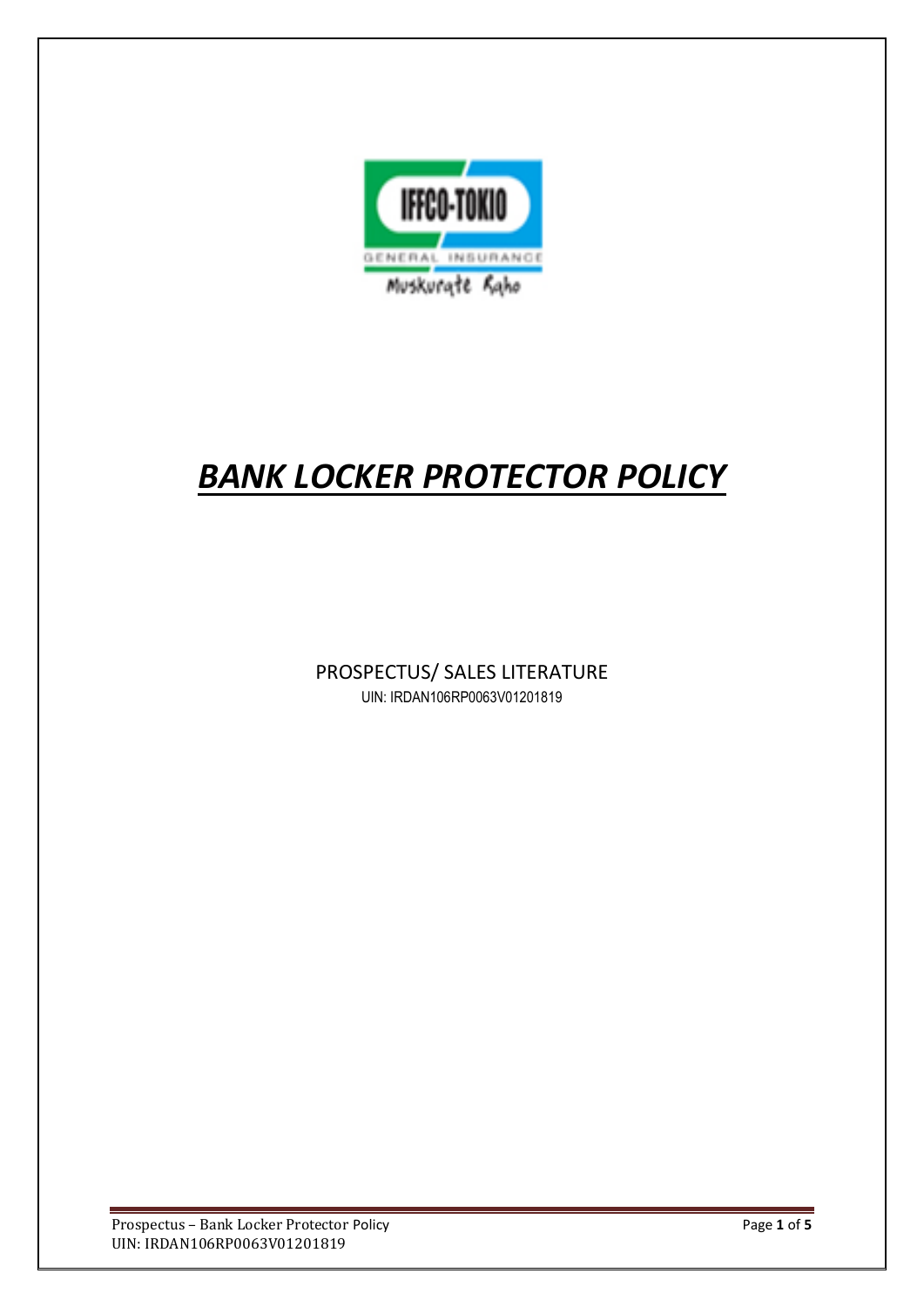# ***BANK LOCKER PROTECTOR POLICY***

PROSPECTUS/ SALES LITERATURE

UIN: IRDAN106RP0063V01201819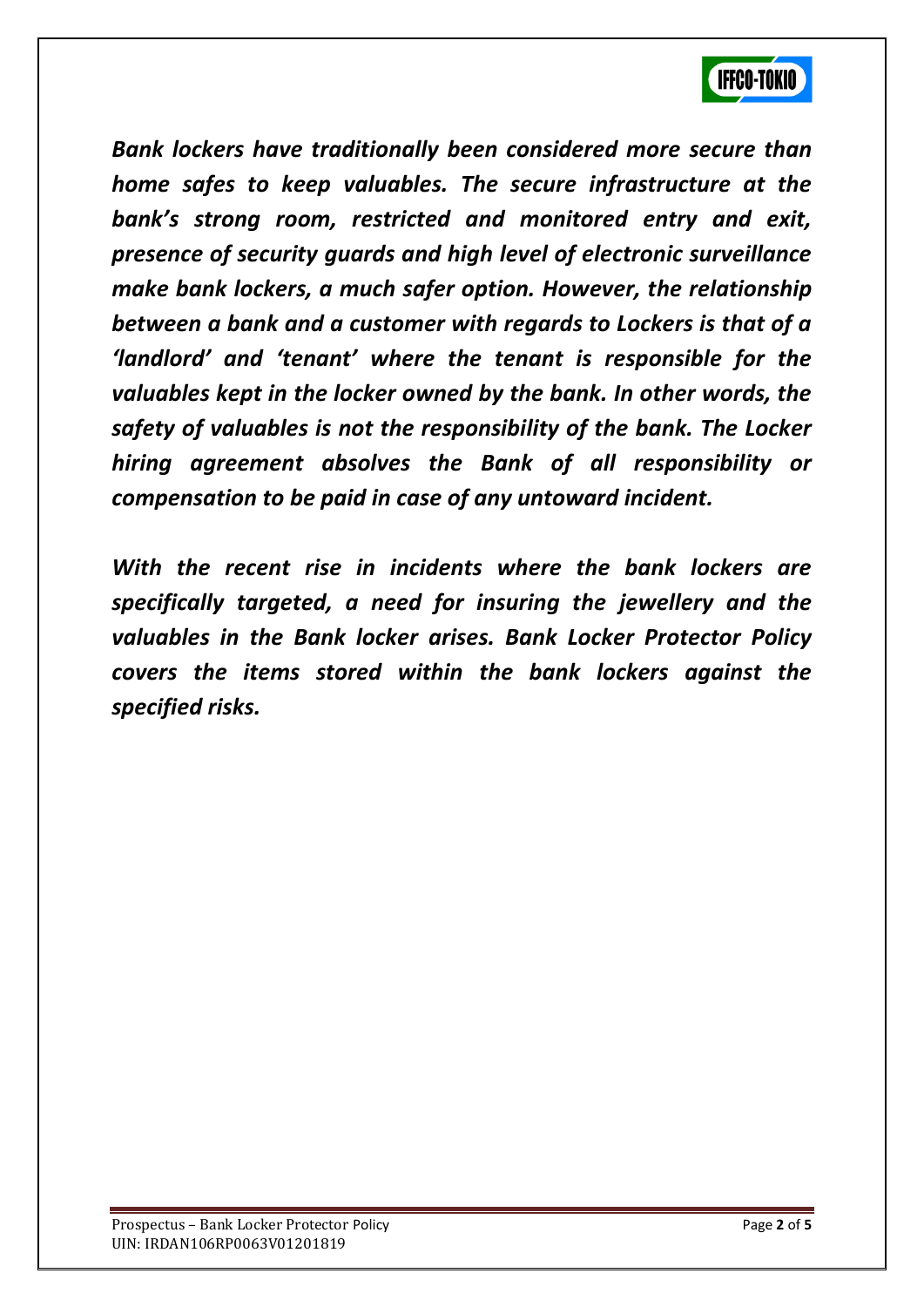***Bank lockers have traditionally been considered more secure than home safes to keep valuables. The secure infrastructure at the bank's strong room, restricted and monitored entry and exit, presence of security guards and high level of electronic surveillance make bank lockers, a much safer option. However, the relationship between a bank and a customer with regards to Lockers is that of a 'landlord' and 'tenant' where the tenant is responsible for the valuables kept in the locker owned by the bank. In other words, the safety of valuables is not the responsibility of the bank. The Locker hiring agreement absolves the Bank of all responsibility or compensation to be paid in case of any untoward incident.***

***With the recent rise in incidents where the bank lockers are specifically targeted, a need for insuring the jewellery and the valuables in the Bank locker arises. Bank Locker Protector Policy covers the items stored within the bank lockers against the specified risks.***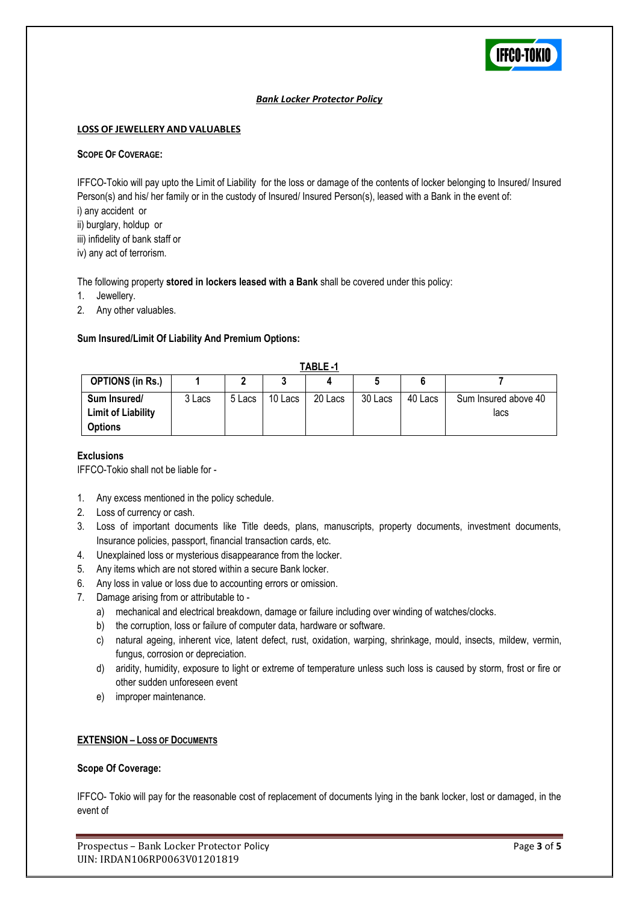## *Bank Locker Protector Policy*

### LOSS OF JEWELLERY AND VALUABLES

**SCOPE OF COVERAGE:**

IFFCO-Tokio will pay upto the Limit of Liability for the loss or damage of the contents of locker belonging to Insured/ Insured Person(s) and his/ her family or in the custody of Insured/ Insured Person(s), leased with a Bank in the event of:
i) any accident or
ii) burglary, holdup or
iii) infidelity of bank staff or
iv) any act of terrorism.

The following property **stored in lockers leased with a Bank** shall be covered under this policy:

1. Jewellery.
2. Any other valuables.

**Sum Insured/Limit Of Liability And Premium Options:**

**TABLE -1**

| OPTIONS (in Rs.) | 1 | 2 | 3 | 4 | 5 | 6 | 7 |
|---|---|---|---|---|---|---|---|
| **Sum Insured/ Limit of Liability Options** | 3 Lacs | 5 Lacs | 10 Lacs | 20 Lacs | 30 Lacs | 40 Lacs | Sum Insured above 40 lacs |

**Exclusions**

IFFCO-Tokio shall not be liable for -

1. Any excess mentioned in the policy schedule.
2. Loss of currency or cash.
3. Loss of important documents like Title deeds, plans, manuscripts, property documents, investment documents, Insurance policies, passport, financial transaction cards, etc.
4. Unexplained loss or mysterious disappearance from the locker.
5. Any items which are not stored within a secure Bank locker.
6. Any loss in value or loss due to accounting errors or omission.
7. Damage arising from or attributable to -
   a) mechanical and electrical breakdown, damage or failure including over winding of watches/clocks.
   b) the corruption, loss or failure of computer data, hardware or software.
   c) natural ageing, inherent vice, latent defect, rust, oxidation, warping, shrinkage, mould, insects, mildew, vermin, fungus, corrosion or depreciation.
   d) aridity, humidity, exposure to light or extreme of temperature unless such loss is caused by storm, frost or fire or other sudden unforeseen event
   e) improper maintenance.

### EXTENSION – LOSS OF DOCUMENTS

**Scope Of Coverage:**

IFFCO- Tokio will pay for the reasonable cost of replacement of documents lying in the bank locker, lost or damaged, in the event of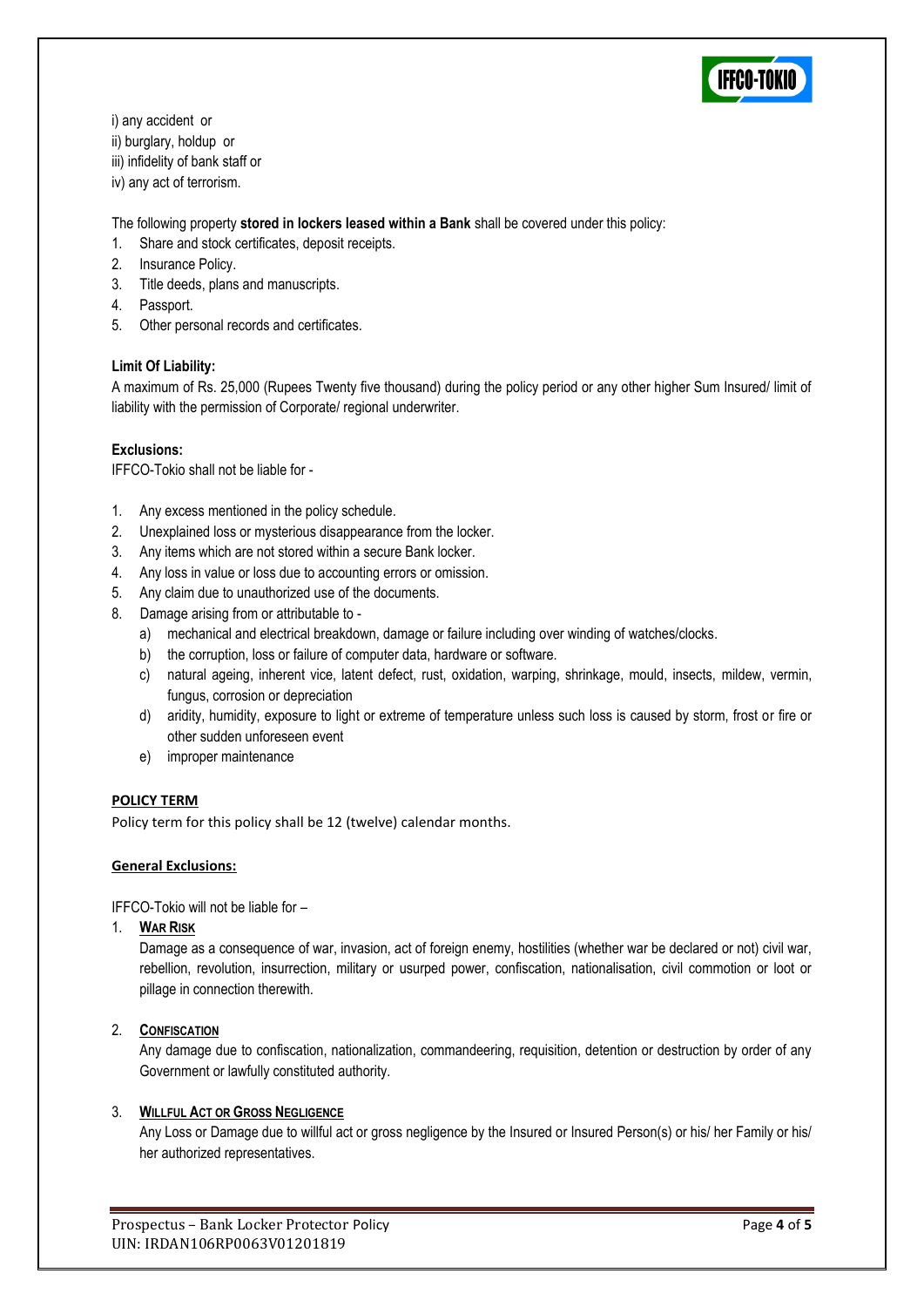i) any accident or
ii) burglary, holdup or
iii) infidelity of bank staff or
iv) any act of terrorism.

The following property **stored in lockers leased within a Bank** shall be covered under this policy:

1. Share and stock certificates, deposit receipts.
2. Insurance Policy.
3. Title deeds, plans and manuscripts.
4. Passport.
5. Other personal records and certificates.

**Limit Of Liability:**

A maximum of Rs. 25,000 (Rupees Twenty five thousand) during the policy period or any other higher Sum Insured/ limit of liability with the permission of Corporate/ regional underwriter.

**Exclusions:**

IFFCO-Tokio shall not be liable for -

1. Any excess mentioned in the policy schedule.
2. Unexplained loss or mysterious disappearance from the locker.
3. Any items which are not stored within a secure Bank locker.
4. Any loss in value or loss due to accounting errors or omission.
5. Any claim due to unauthorized use of the documents.

8. Damage arising from or attributable to -
   a) mechanical and electrical breakdown, damage or failure including over winding of watches/clocks.
   b) the corruption, loss or failure of computer data, hardware or software.
   c) natural ageing, inherent vice, latent defect, rust, oxidation, warping, shrinkage, mould, insects, mildew, vermin, fungus, corrosion or depreciation
   d) aridity, humidity, exposure to light or extreme of temperature unless such loss is caused by storm, frost or fire or other sudden unforeseen event
   e) improper maintenance

**POLICY TERM**

Policy term for this policy shall be 12 (twelve) calendar months.

**General Exclusions:**

IFFCO-Tokio will not be liable for –

1. **WAR RISK**

   Damage as a consequence of war, invasion, act of foreign enemy, hostilities (whether war be declared or not) civil war, rebellion, revolution, insurrection, military or usurped power, confiscation, nationalisation, civil commotion or loot or pillage in connection therewith.

2. **CONFISCATION**

   Any damage due to confiscation, nationalization, commandeering, requisition, detention or destruction by order of any Government or lawfully constituted authority.

3. **WILLFUL ACT OR GROSS NEGLIGENCE**

   Any Loss or Damage due to willful act or gross negligence by the Insured or Insured Person(s) or his/ her Family or his/ her authorized representatives.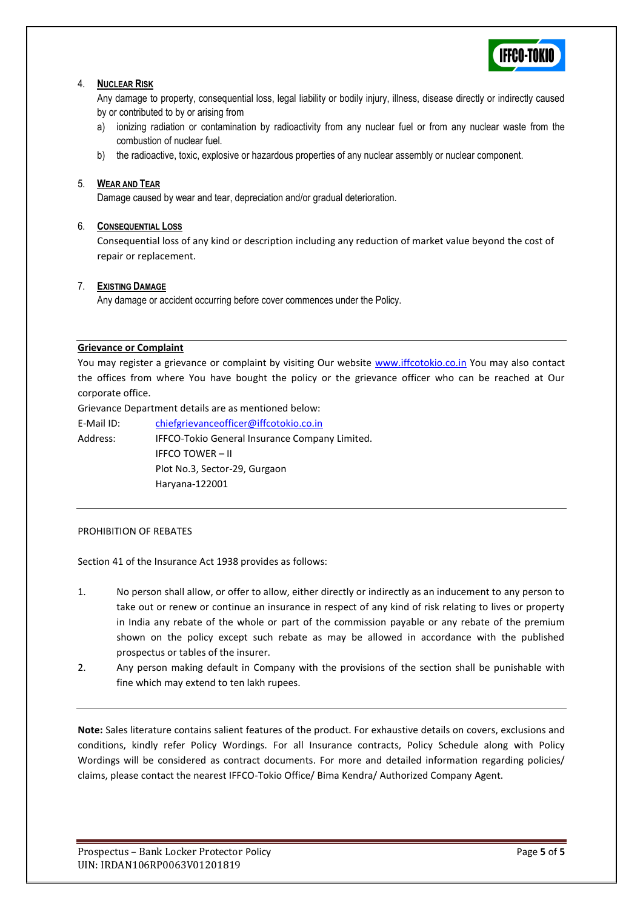4. **NUCLEAR RISK**

   Any damage to property, consequential loss, legal liability or bodily injury, illness, disease directly or indirectly caused by or contributed to by or arising from

   a) ionizing radiation or contamination by radioactivity from any nuclear fuel or from any nuclear waste from the combustion of nuclear fuel.
   b) the radioactive, toxic, explosive or hazardous properties of any nuclear assembly or nuclear component.

5. **WEAR AND TEAR**

   Damage caused by wear and tear, depreciation and/or gradual deterioration.

6. **CONSEQUENTIAL LOSS**

   Consequential loss of any kind or description including any reduction of market value beyond the cost of repair or replacement.

7. **EXISTING DAMAGE**

   Any damage or accident occurring before cover commences under the Policy.

---

**Grievance or Complaint**

You may register a grievance or complaint by visiting Our website www.iffcotokio.co.in You may also contact the offices from where You have bought the policy or the grievance officer who can be reached at Our corporate office.

Grievance Department details are as mentioned below:

E-Mail ID: chiefgrievanceofficer@iffcotokio.co.in

Address: IFFCO-Tokio General Insurance Company Limited.
IFFCO TOWER – II
Plot No.3, Sector-29, Gurgaon
Haryana-122001

---

PROHIBITION OF REBATES

Section 41 of the Insurance Act 1938 provides as follows:

1. No person shall allow, or offer to allow, either directly or indirectly as an inducement to any person to take out or renew or continue an insurance in respect of any kind of risk relating to lives or property in India any rebate of the whole or part of the commission payable or any rebate of the premium shown on the policy except such rebate as may be allowed in accordance with the published prospectus or tables of the insurer.
2. Any person making default in Company with the provisions of the section shall be punishable with fine which may extend to ten lakh rupees.

---

**Note:** Sales literature contains salient features of the product. For exhaustive details on covers, exclusions and conditions, kindly refer Policy Wordings. For all Insurance contracts, Policy Schedule along with Policy Wordings will be considered as contract documents. For more and detailed information regarding policies/ claims, please contact the nearest IFFCO-Tokio Office/ Bima Kendra/ Authorized Company Agent.